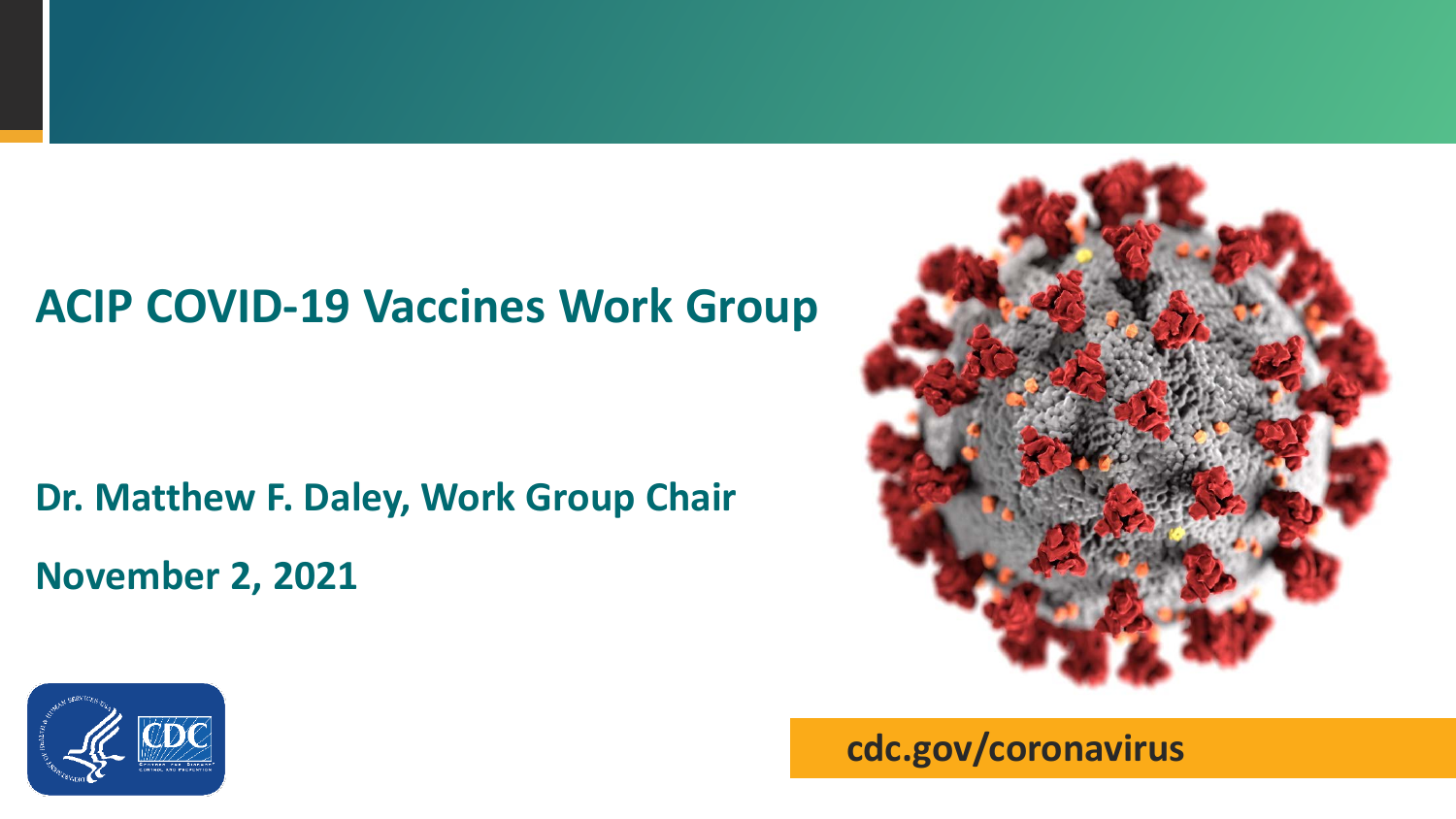# ACIP COVID-19 Vaccines Work Group

**Dr. Matthew F. Daley, Work Group Chair**

**November 2, 2021**

**cdc.gov/coronavirus**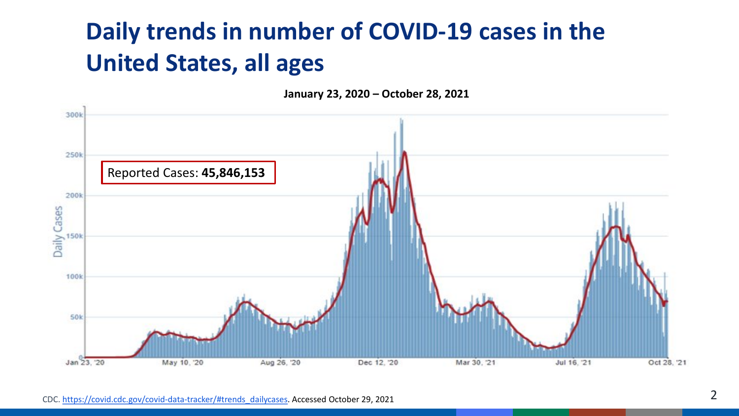# Daily trends in number of COVID-19 cases in the United States, all ages

**January 23, 2020 – October 28, 2021**

Reported Cases: **45,846,153**

Daily Cases

300k, 250k, 200k, 150k, 100k, 50k, 0

Jan 23, '20 · May 10, '20 · Aug 26, '20 · Dec 12, '20 · Mar 30, '21 · Jul 16, '21 · Oct 28, '21

CDC. https://covid.cdc.gov/covid-data-tracker/#trends_dailycases. Accessed October 29, 2021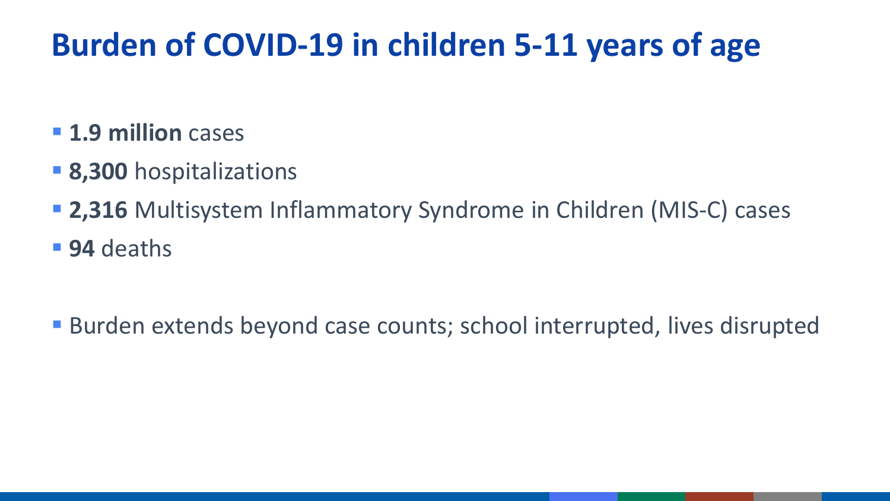# Burden of COVID-19 in children 5-11 years of age

- **1.9 million** cases
- **8,300** hospitalizations
- **2,316** Multisystem Inflammatory Syndrome in Children (MIS-C) cases
- **94** deaths

- Burden extends beyond case counts; school interrupted, lives disrupted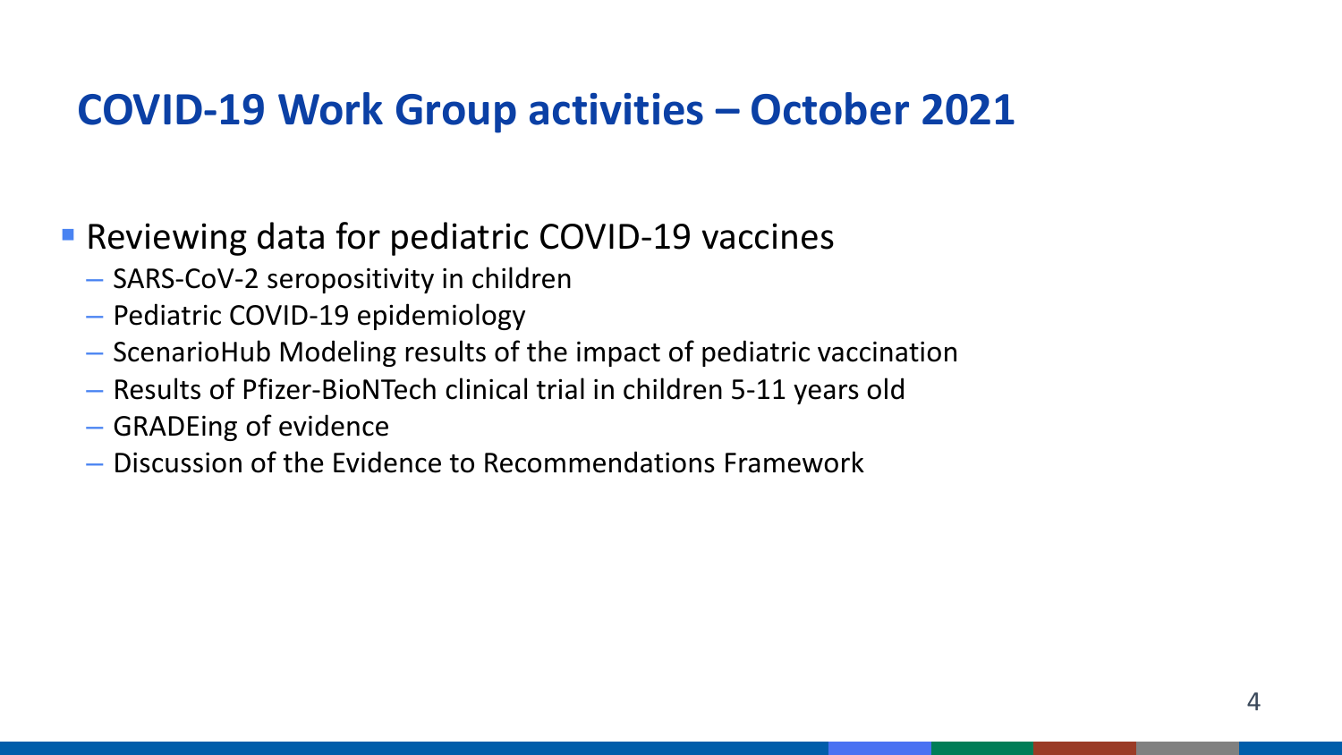# COVID-19 Work Group activities – October 2021

- Reviewing data for pediatric COVID-19 vaccines
  - SARS-CoV-2 seropositivity in children
  - Pediatric COVID-19 epidemiology
  - ScenarioHub Modeling results of the impact of pediatric vaccination
  - Results of Pfizer-BioNTech clinical trial in children 5-11 years old
  - GRADEing of evidence
  - Discussion of the Evidence to Recommendations Framework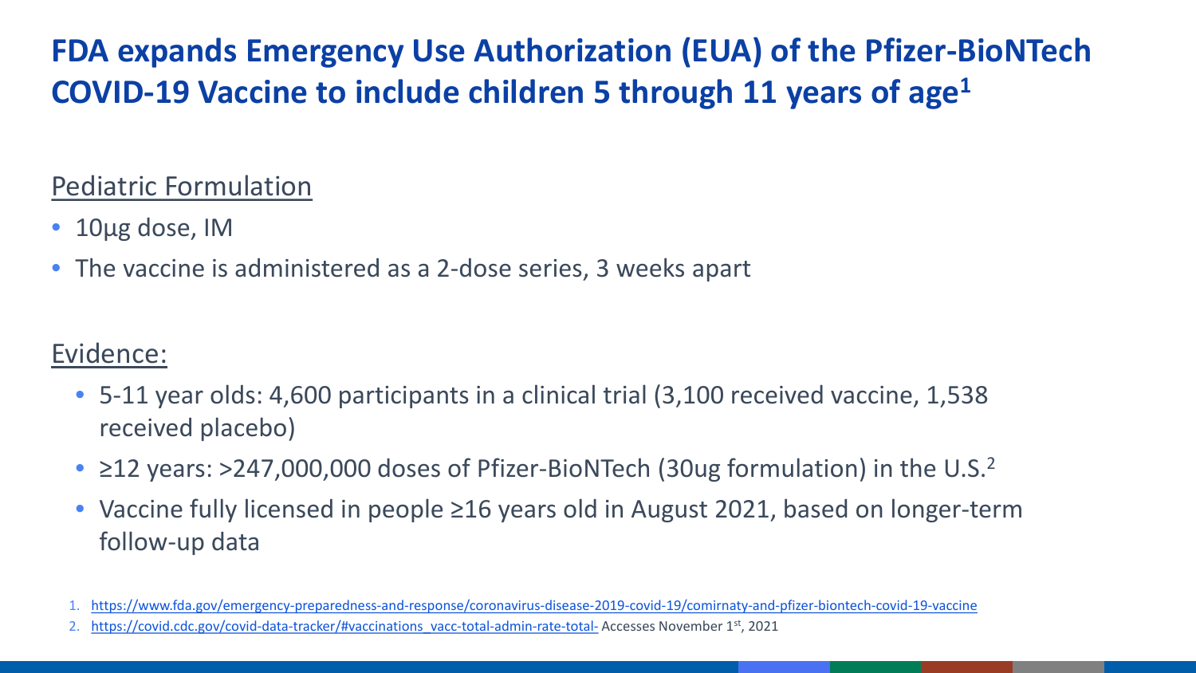# FDA expands Emergency Use Authorization (EUA) of the Pfizer-BioNTech COVID-19 Vaccine to include children 5 through 11 years of age[1]

## Pediatric Formulation

- 10μg dose, IM
- The vaccine is administered as a 2-dose series, 3 weeks apart

## Evidence:

- 5-11 year olds: 4,600 participants in a clinical trial (3,100 received vaccine, 1,538 received placebo)
- ≥12 years: >247,000,000 doses of Pfizer-BioNTech (30ug formulation) in the U.S.[2]
- Vaccine fully licensed in people ≥16 years old in August 2021, based on longer-term follow-up data

1. https://www.fda.gov/emergency-preparedness-and-response/coronavirus-disease-2019-covid-19/comirnaty-and-pfizer-biontech-covid-19-vaccine
2. https://covid.cdc.gov/covid-data-tracker/#vaccinations_vacc-total-admin-rate-total- Accesses November 1st, 2021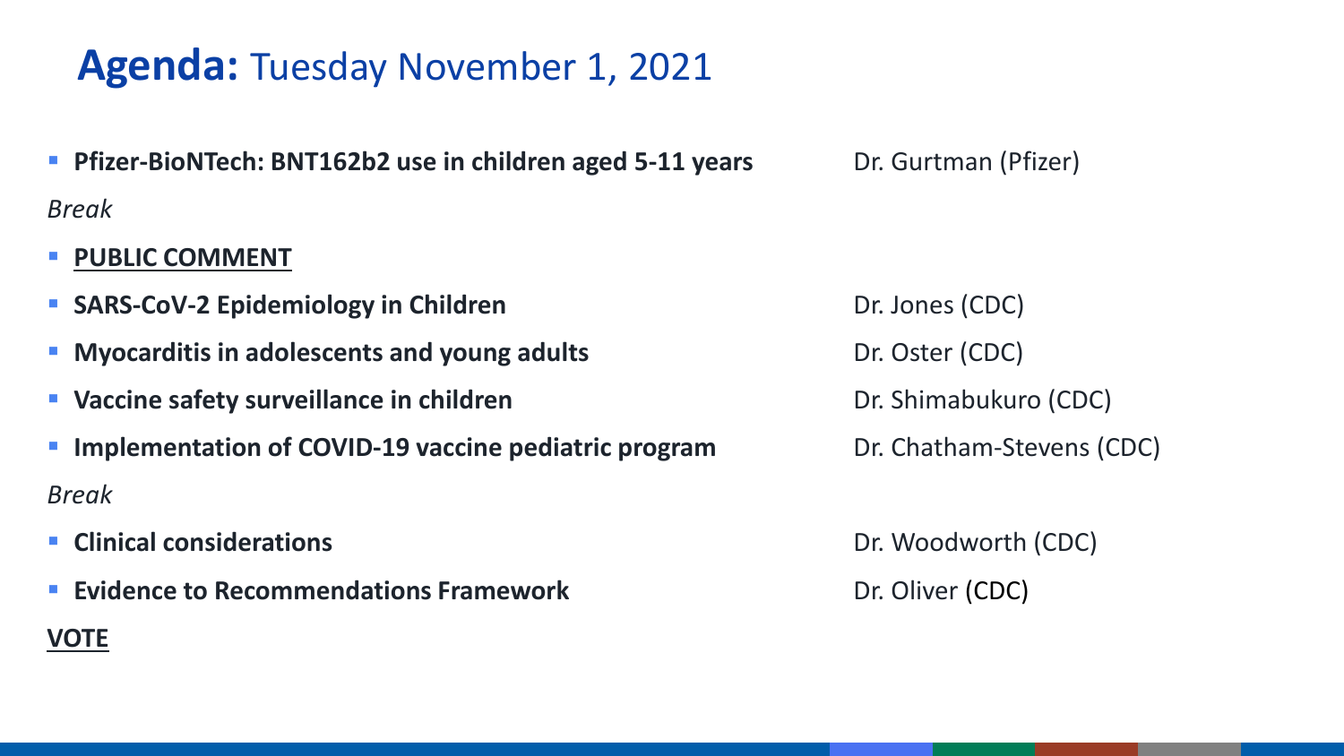# **Agenda:** Tuesday November 1, 2021

- **Pfizer-BioNTech: BNT162b2 use in children aged 5-11 years** — Dr. Gurtman (Pfizer)

*Break*

- **PUBLIC COMMENT**
- **SARS-CoV-2 Epidemiology in Children** — Dr. Jones (CDC)
- **Myocarditis in adolescents and young adults** — Dr. Oster (CDC)
- **Vaccine safety surveillance in children** — Dr. Shimabukuro (CDC)
- **Implementation of COVID-19 vaccine pediatric program** — Dr. Chatham-Stevens (CDC)

*Break*

- **Clinical considerations** — Dr. Woodworth (CDC)
- **Evidence to Recommendations Framework** — Dr. Oliver (CDC)

**VOTE**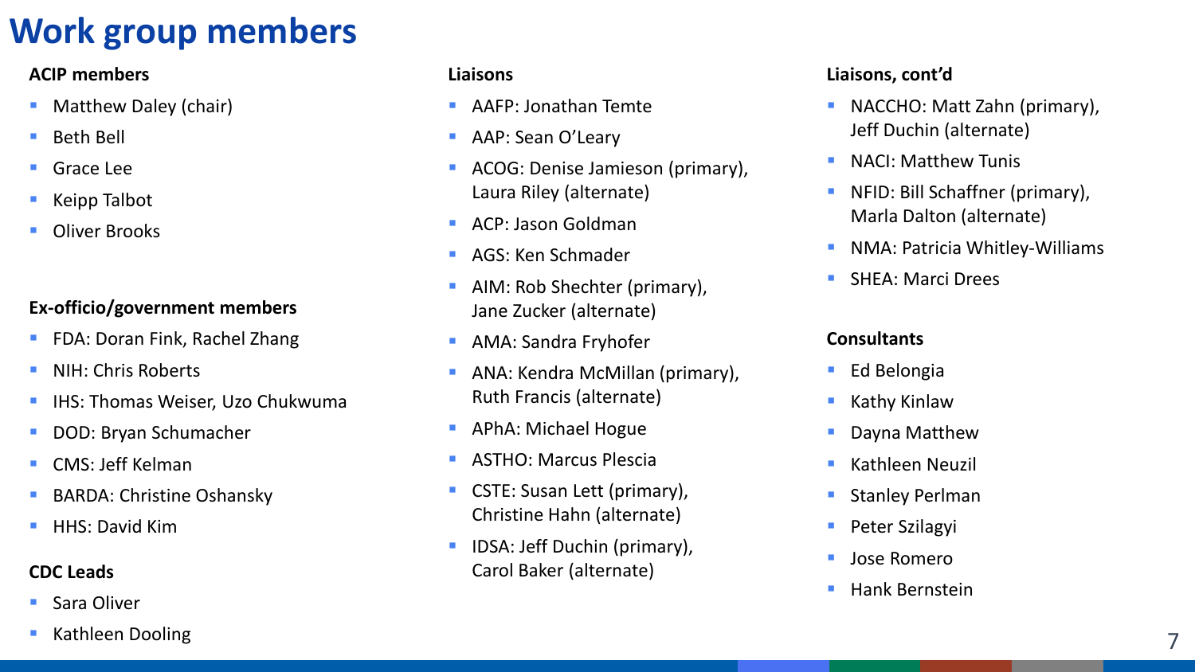# Work group members

### ACIP members

- Matthew Daley (chair)
- Beth Bell
- Grace Lee
- Keipp Talbot
- Oliver Brooks

### Ex-officio/government members

- FDA: Doran Fink, Rachel Zhang
- NIH: Chris Roberts
- IHS: Thomas Weiser, Uzo Chukwuma
- DOD: Bryan Schumacher
- CMS: Jeff Kelman
- BARDA: Christine Oshansky
- HHS: David Kim

### CDC Leads

- Sara Oliver
- Kathleen Dooling

### Liaisons

- AAFP: Jonathan Temte
- AAP: Sean O'Leary
- ACOG: Denise Jamieson (primary), Laura Riley (alternate)
- ACP: Jason Goldman
- AGS: Ken Schmader
- AIM: Rob Shechter (primary), Jane Zucker (alternate)
- AMA: Sandra Fryhofer
- ANA: Kendra McMillan (primary), Ruth Francis (alternate)
- APhA: Michael Hogue
- ASTHO: Marcus Plescia
- CSTE: Susan Lett (primary), Christine Hahn (alternate)
- IDSA: Jeff Duchin (primary), Carol Baker (alternate)

### Liaisons, cont'd

- NACCHO: Matt Zahn (primary), Jeff Duchin (alternate)
- NACI: Matthew Tunis
- NFID: Bill Schaffner (primary), Marla Dalton (alternate)
- NMA: Patricia Whitley-Williams
- SHEA: Marci Drees

### Consultants

- Ed Belongia
- Kathy Kinlaw
- Dayna Matthew
- Kathleen Neuzil
- Stanley Perlman
- Peter Szilagyi
- Jose Romero
- Hank Bernstein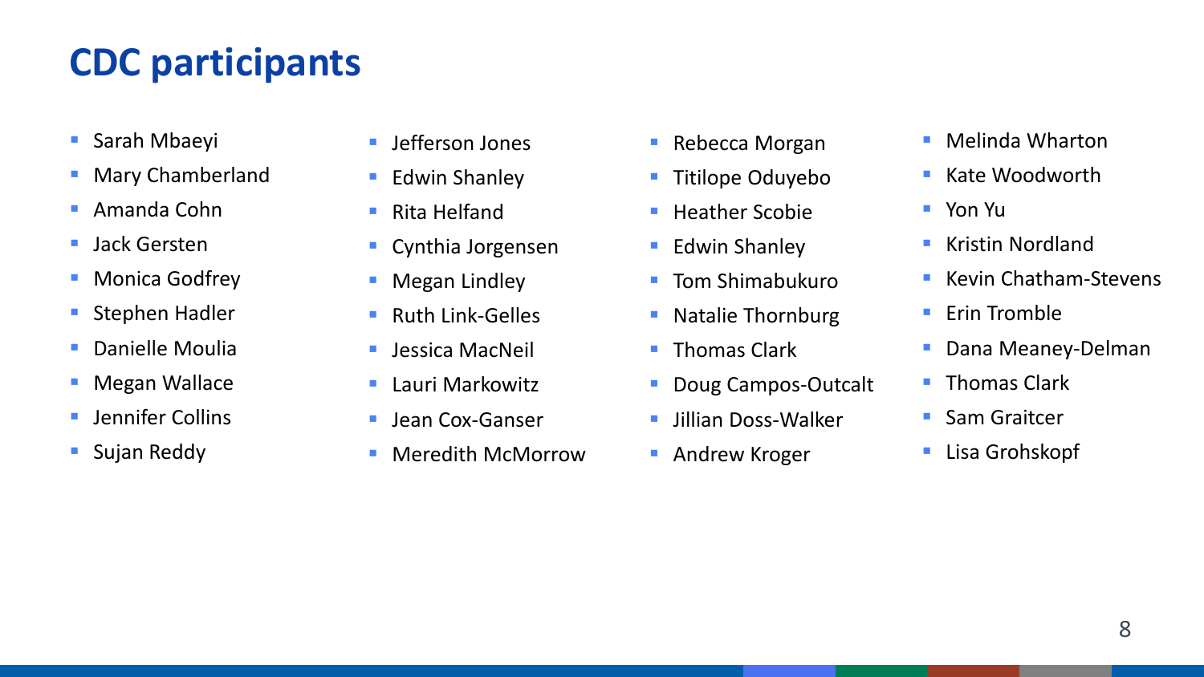# CDC participants

- Sarah Mbaeyi
- Mary Chamberland
- Amanda Cohn
- Jack Gersten
- Monica Godfrey
- Stephen Hadler
- Danielle Moulia
- Megan Wallace
- Jennifer Collins
- Sujan Reddy
- Jefferson Jones
- Edwin Shanley
- Rita Helfand
- Cynthia Jorgensen
- Megan Lindley
- Ruth Link-Gelles
- Jessica MacNeil
- Lauri Markowitz
- Jean Cox-Ganser
- Meredith McMorrow
- Rebecca Morgan
- Titilope Oduyebo
- Heather Scobie
- Edwin Shanley
- Tom Shimabukuro
- Natalie Thornburg
- Thomas Clark
- Doug Campos-Outcalt
- Jillian Doss-Walker
- Andrew Kroger
- Melinda Wharton
- Kate Woodworth
- Yon Yu
- Kristin Nordland
- Kevin Chatham-Stevens
- Erin Tromble
- Dana Meaney-Delman
- Thomas Clark
- Sam Graitcer
- Lisa Grohskopf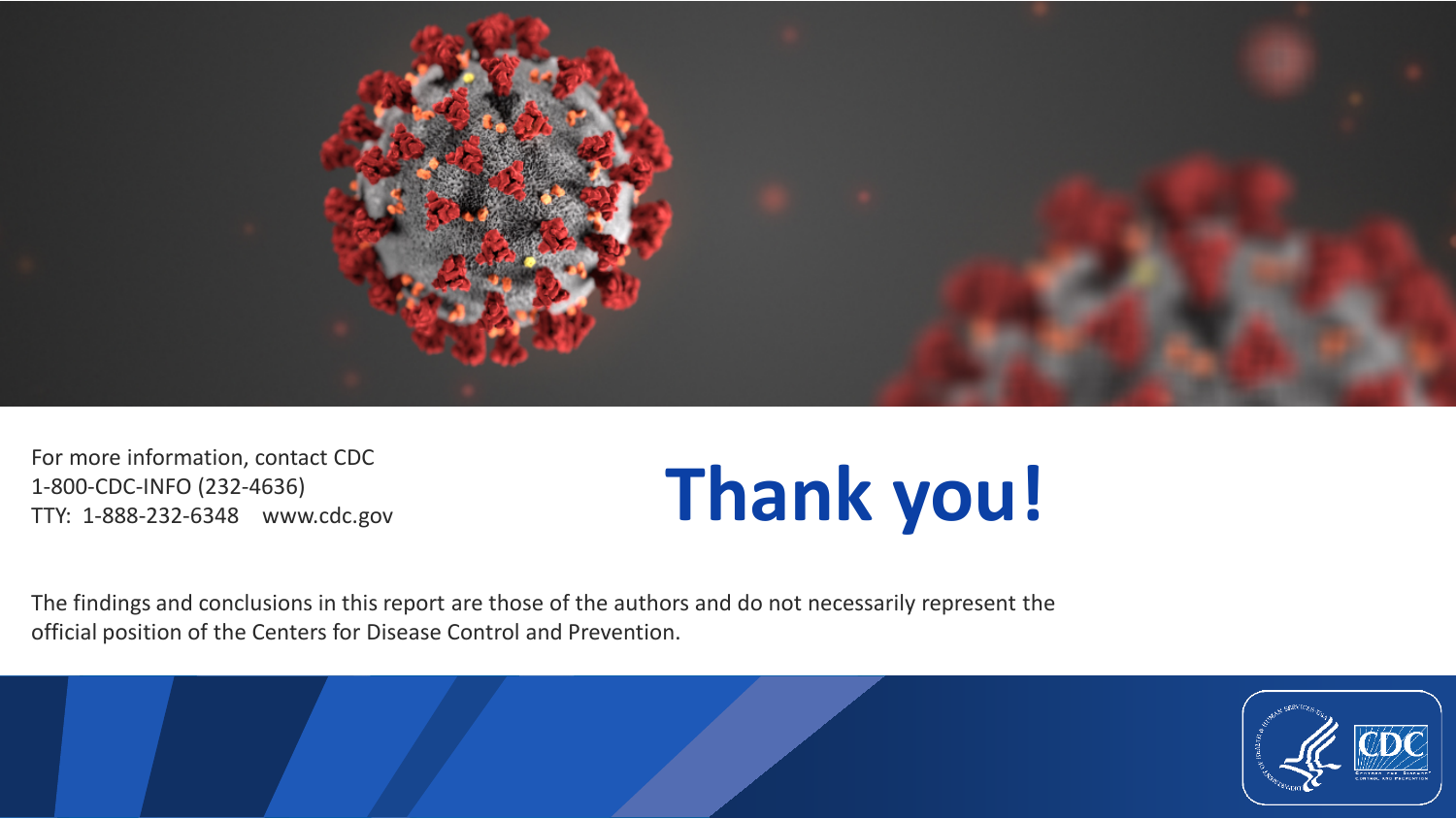For more information, contact CDC
1-800-CDC-INFO (232-4636)
TTY: 1-888-232-6348 www.cdc.gov

# Thank you!

The findings and conclusions in this report are those of the authors and do not necessarily represent the official position of the Centers for Disease Control and Prevention.